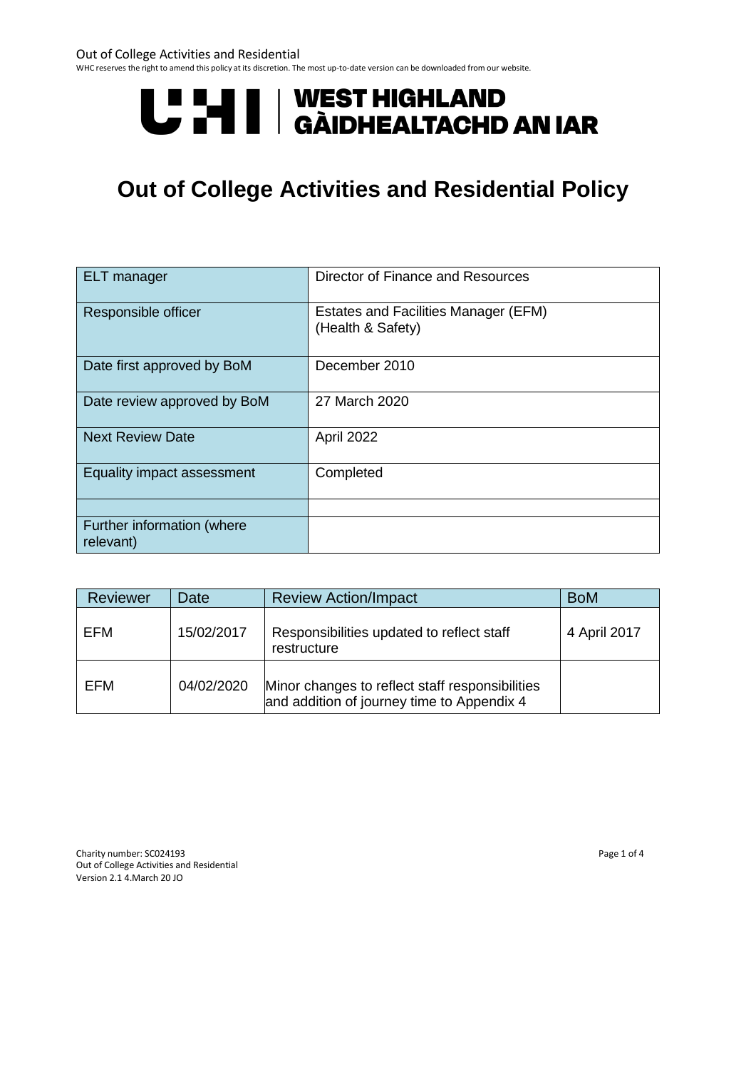# Out of College Activities and Residential Policy

| ELT manager | Director of Finance and Resources |
| --- | --- |
| Responsible officer | Estates and Facilities Manager (EFM) (Health & Safety) |
| Date first approved by BoM | December 2010 |
| Date review approved by BoM | 27 March 2020 |
| Next Review Date | April 2022 |
| Equality impact assessment | Completed |
| | |
| Further information (where relevant) | |

| Reviewer | Date | Review Action/Impact | BoM |
| --- | --- | --- | --- |
| EFM | 15/02/2017 | Responsibilities updated to reflect staff restructure | 4 April 2017 |
| EFM | 04/02/2020 | Minor changes to reflect staff responsibilities and addition of journey time to Appendix 4 | |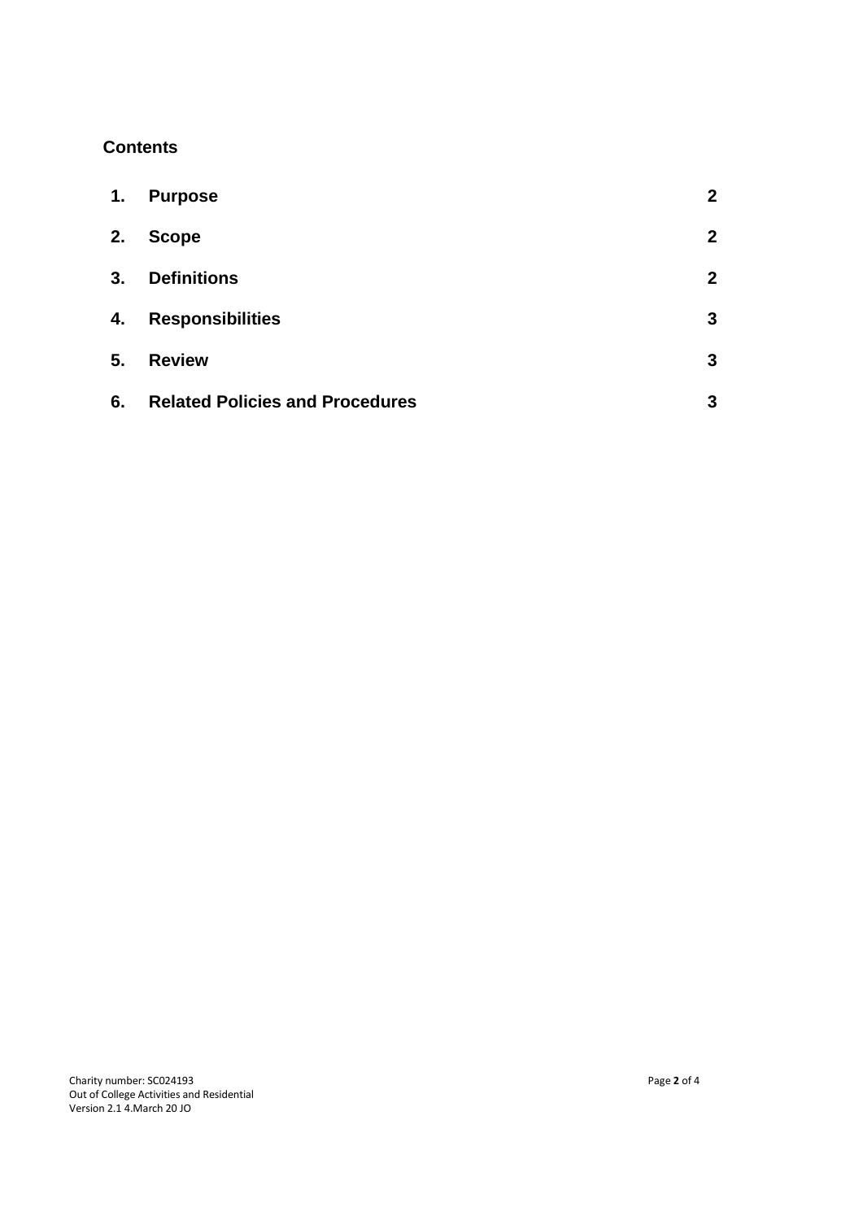## Contents

| | | |
|---|---|---|
| 1. | Purpose | 2 |
| 2. | Scope | 2 |
| 3. | Definitions | 2 |
| 4. | Responsibilities | 3 |
| 5. | Review | 3 |
| 6. | Related Policies and Procedures | 3 |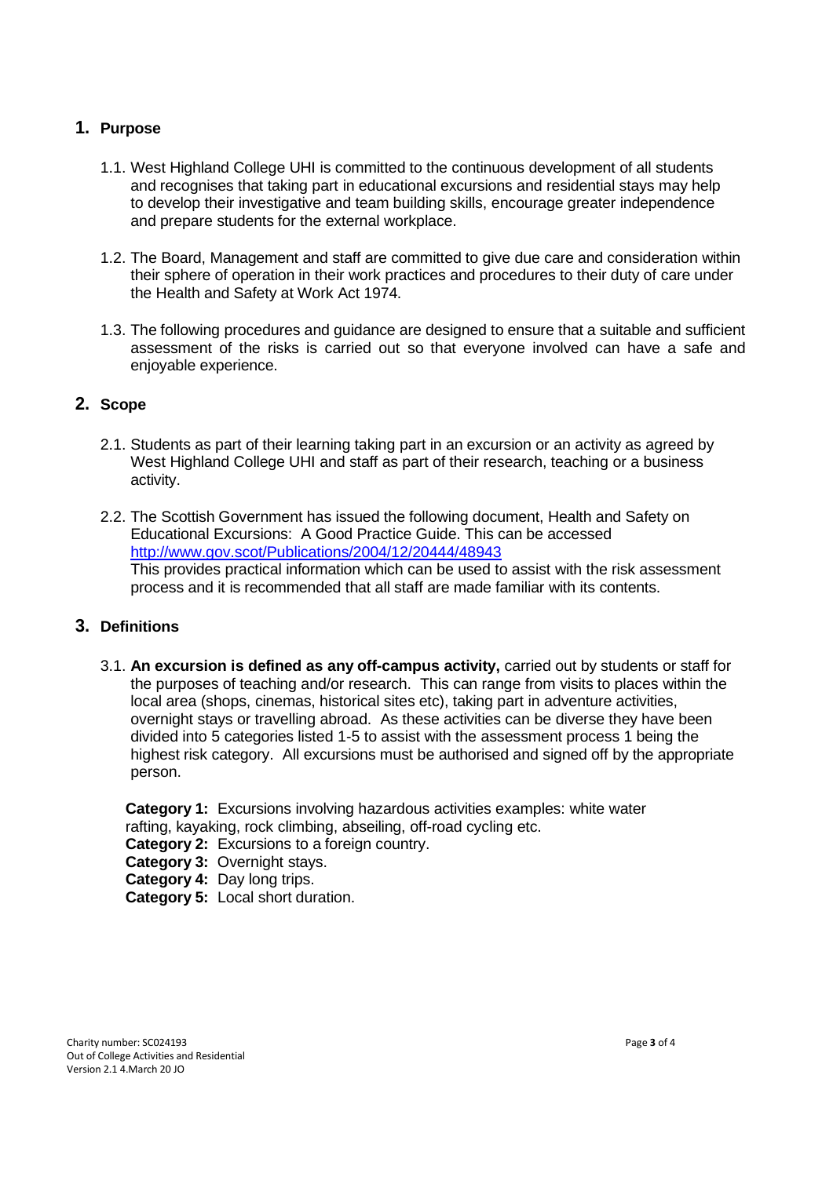## 1. Purpose

1.1. West Highland College UHI is committed to the continuous development of all students and recognises that taking part in educational excursions and residential stays may help to develop their investigative and team building skills, encourage greater independence and prepare students for the external workplace.

1.2. The Board, Management and staff are committed to give due care and consideration within their sphere of operation in their work practices and procedures to their duty of care under the Health and Safety at Work Act 1974.

1.3. The following procedures and guidance are designed to ensure that a suitable and sufficient assessment of the risks is carried out so that everyone involved can have a safe and enjoyable experience.

## 2. Scope

2.1. Students as part of their learning taking part in an excursion or an activity as agreed by West Highland College UHI and staff as part of their research, teaching or a business activity.

2.2. The Scottish Government has issued the following document, Health and Safety on Educational Excursions: A Good Practice Guide. This can be accessed [http://www.gov.scot/Publications/2004/12/20444/48943](http://www.gov.scot/Publications/2004/12/20444/48943)
This provides practical information which can be used to assist with the risk assessment process and it is recommended that all staff are made familiar with its contents.

## 3. Definitions

3.1. **An excursion is defined as any off-campus activity,** carried out by students or staff for the purposes of teaching and/or research. This can range from visits to places within the local area (shops, cinemas, historical sites etc), taking part in adventure activities, overnight stays or travelling abroad. As these activities can be diverse they have been divided into 5 categories listed 1-5 to assist with the assessment process 1 being the highest risk category. All excursions must be authorised and signed off by the appropriate person.

**Category 1:** Excursions involving hazardous activities examples: white water rafting, kayaking, rock climbing, abseiling, off-road cycling etc.
**Category 2:** Excursions to a foreign country.
**Category 3:** Overnight stays.
**Category 4:** Day long trips.
**Category 5:** Local short duration.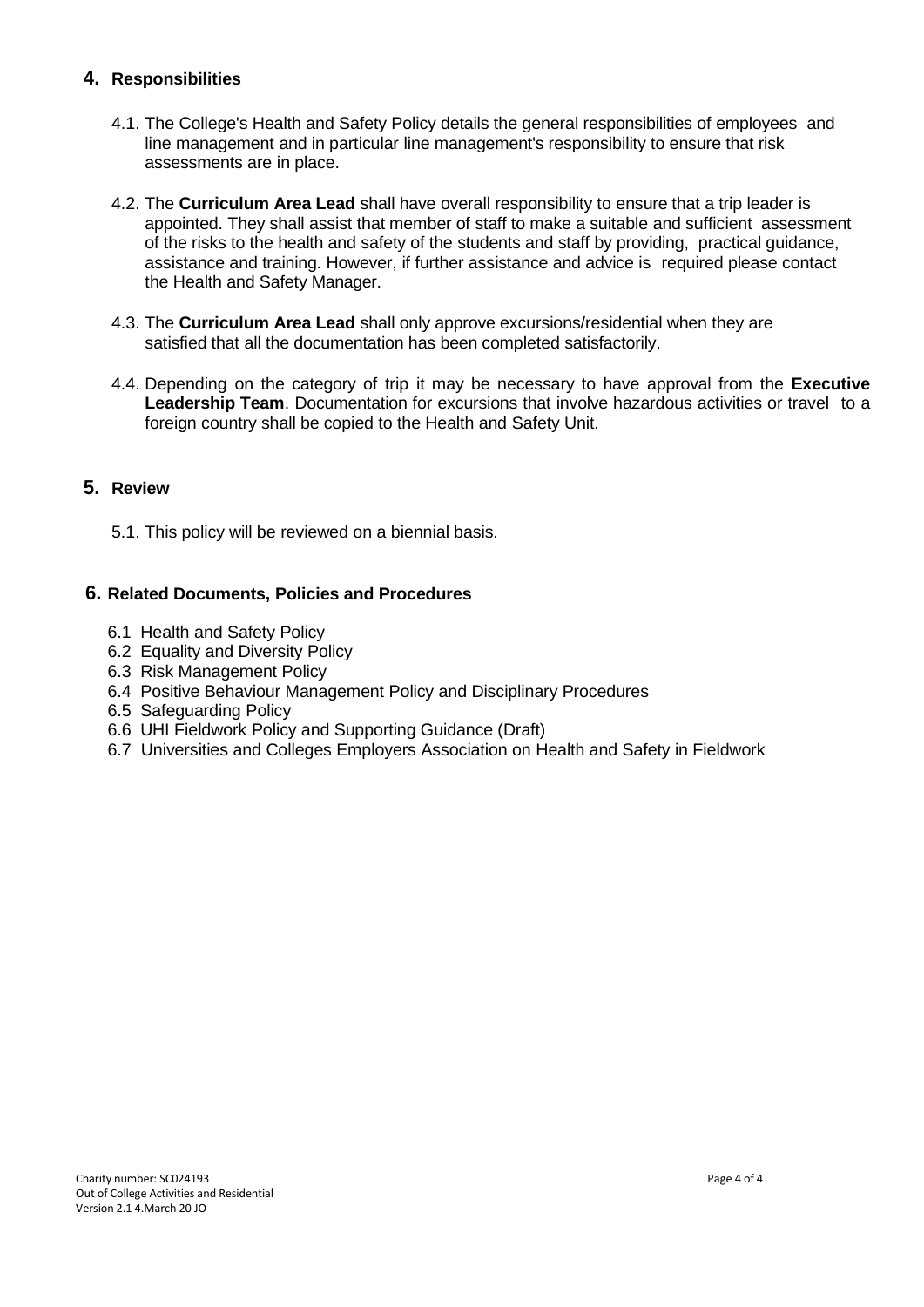## 4. Responsibilities

4.1. The College's Health and Safety Policy details the general responsibilities of employees and line management and in particular line management's responsibility to ensure that risk assessments are in place.

4.2. The **Curriculum Area Lead** shall have overall responsibility to ensure that a trip leader is appointed. They shall assist that member of staff to make a suitable and sufficient assessment of the risks to the health and safety of the students and staff by providing, practical guidance, assistance and training. However, if further assistance and advice is required please contact the Health and Safety Manager.

4.3. The **Curriculum Area Lead** shall only approve excursions/residential when they are satisfied that all the documentation has been completed satisfactorily.

4.4. Depending on the category of trip it may be necessary to have approval from the **Executive Leadership Team**. Documentation for excursions that involve hazardous activities or travel to a foreign country shall be copied to the Health and Safety Unit.

## 5. Review

5.1. This policy will be reviewed on a biennial basis.

## 6. Related Documents, Policies and Procedures

6.1 Health and Safety Policy
6.2 Equality and Diversity Policy
6.3 Risk Management Policy
6.4 Positive Behaviour Management Policy and Disciplinary Procedures
6.5 Safeguarding Policy
6.6 UHI Fieldwork Policy and Supporting Guidance (Draft)
6.7 Universities and Colleges Employers Association on Health and Safety in Fieldwork